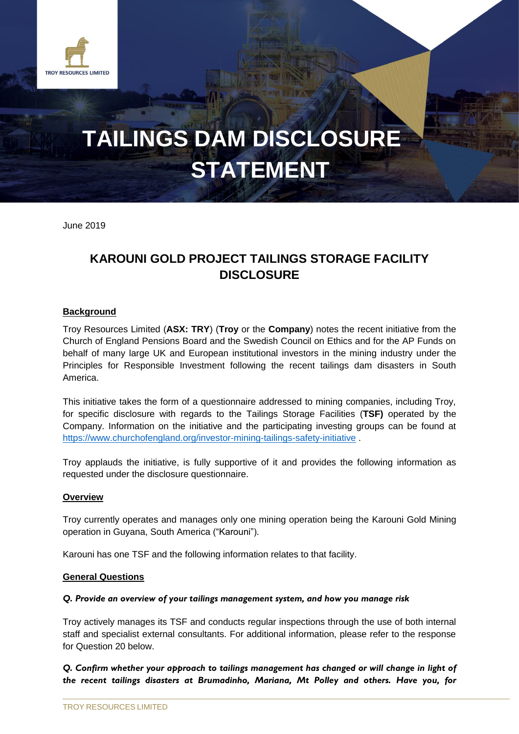# TAILINGS DAM DISCLOSURE STATEMENT

June 2019

## KAROUNI GOLD PROJECT TAILINGS STORAGE FACILITY DISCLOSURE

### Background

Troy Resources Limited (**ASX: TRY**) (**Troy** or the **Company**) notes the recent initiative from the Church of England Pensions Board and the Swedish Council on Ethics and for the AP Funds on behalf of many large UK and European institutional investors in the mining industry under the Principles for Responsible Investment following the recent tailings dam disasters in South America.

This initiative takes the form of a questionnaire addressed to mining companies, including Troy, for specific disclosure with regards to the Tailings Storage Facilities (**TSF)** operated by the Company. Information on the initiative and the participating investing groups can be found at https://www.churchofengland.org/investor-mining-tailings-safety-initiative .

Troy applauds the initiative, is fully supportive of it and provides the following information as requested under the disclosure questionnaire.

### Overview

Troy currently operates and manages only one mining operation being the Karouni Gold Mining operation in Guyana, South America ("Karouni").

Karouni has one TSF and the following information relates to that facility.

### General Questions

***Q. Provide an overview of your tailings management system, and how you manage risk***

Troy actively manages its TSF and conducts regular inspections through the use of both internal staff and specialist external consultants. For additional information, please refer to the response for Question 20 below.

***Q. Confirm whether your approach to tailings management has changed or will change in light of the recent tailings disasters at Brumadinho, Mariana, Mt Polley and others. Have you, for***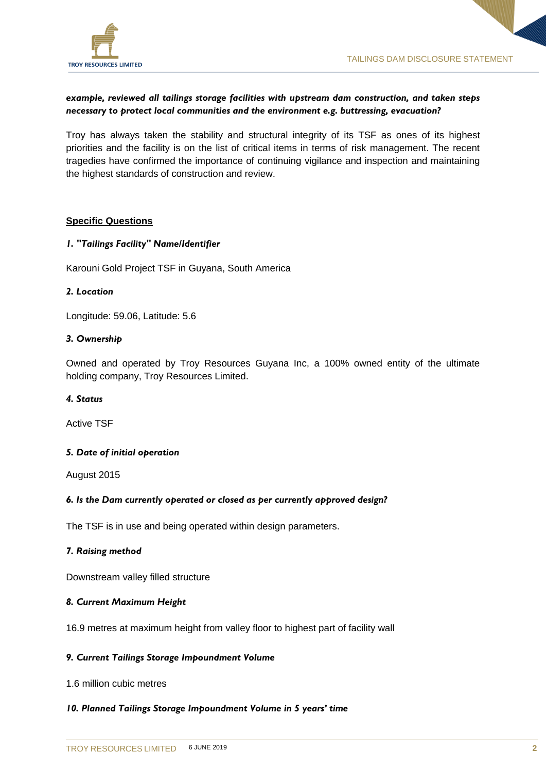***example, reviewed all tailings storage facilities with upstream dam construction, and taken steps necessary to protect local communities and the environment e.g. buttressing, evacuation?***

Troy has always taken the stability and structural integrity of its TSF as ones of its highest priorities and the facility is on the list of critical items in terms of risk management. The recent tragedies have confirmed the importance of continuing vigilance and inspection and maintaining the highest standards of construction and review.

## Specific Questions

***1. "Tailings Facility" Name/Identifier***

Karouni Gold Project TSF in Guyana, South America

***2. Location***

Longitude: 59.06, Latitude: 5.6

***3. Ownership***

Owned and operated by Troy Resources Guyana Inc, a 100% owned entity of the ultimate holding company, Troy Resources Limited.

***4. Status***

Active TSF

***5. Date of initial operation***

August 2015

***6. Is the Dam currently operated or closed as per currently approved design?***

The TSF is in use and being operated within design parameters.

***7. Raising method***

Downstream valley filled structure

***8. Current Maximum Height***

16.9 metres at maximum height from valley floor to highest part of facility wall

***9. Current Tailings Storage Impoundment Volume***

1.6 million cubic metres

***10. Planned Tailings Storage Impoundment Volume in 5 years' time***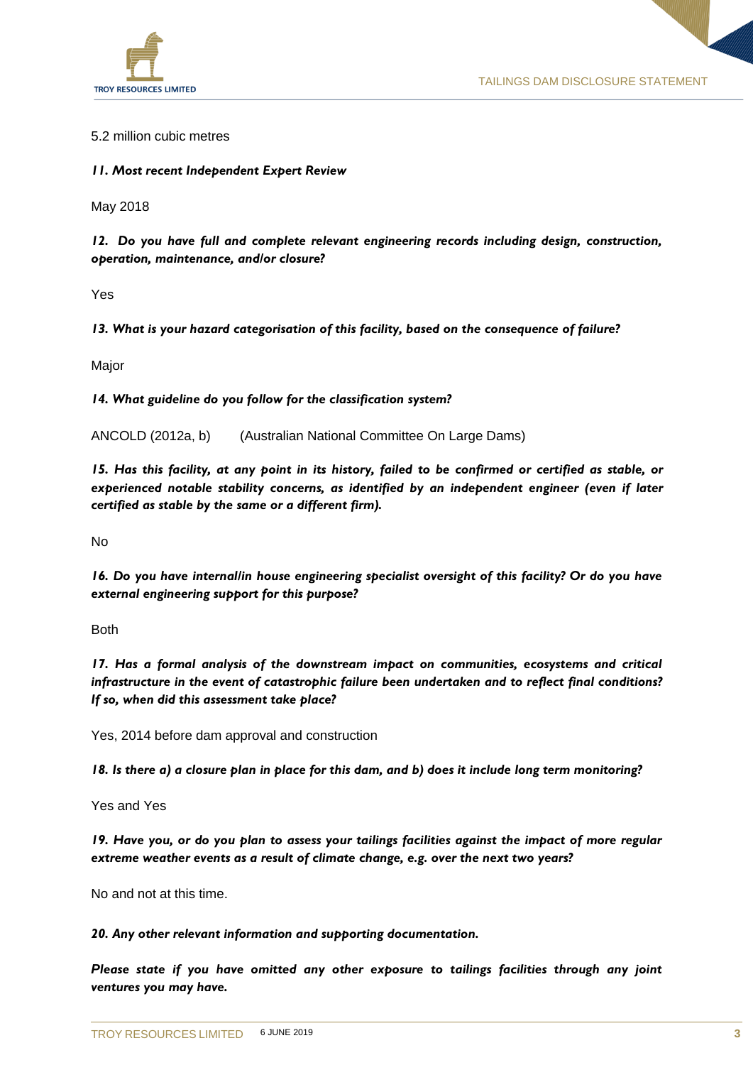5.2 million cubic metres

***11. Most recent Independent Expert Review***

May 2018

***12. Do you have full and complete relevant engineering records including design, construction, operation, maintenance, and/or closure?***

Yes

***13. What is your hazard categorisation of this facility, based on the consequence of failure?***

Major

***14. What guideline do you follow for the classification system?***

ANCOLD (2012a, b) (Australian National Committee On Large Dams)

***15. Has this facility, at any point in its history, failed to be confirmed or certified as stable, or experienced notable stability concerns, as identified by an independent engineer (even if later certified as stable by the same or a different firm).***

No

***16. Do you have internal/in house engineering specialist oversight of this facility? Or do you have external engineering support for this purpose?***

Both

***17. Has a formal analysis of the downstream impact on communities, ecosystems and critical infrastructure in the event of catastrophic failure been undertaken and to reflect final conditions? If so, when did this assessment take place?***

Yes, 2014 before dam approval and construction

***18. Is there a) a closure plan in place for this dam, and b) does it include long term monitoring?***

Yes and Yes

***19. Have you, or do you plan to assess your tailings facilities against the impact of more regular extreme weather events as a result of climate change, e.g. over the next two years?***

No and not at this time.

***20. Any other relevant information and supporting documentation.***

***Please state if you have omitted any other exposure to tailings facilities through any joint ventures you may have.***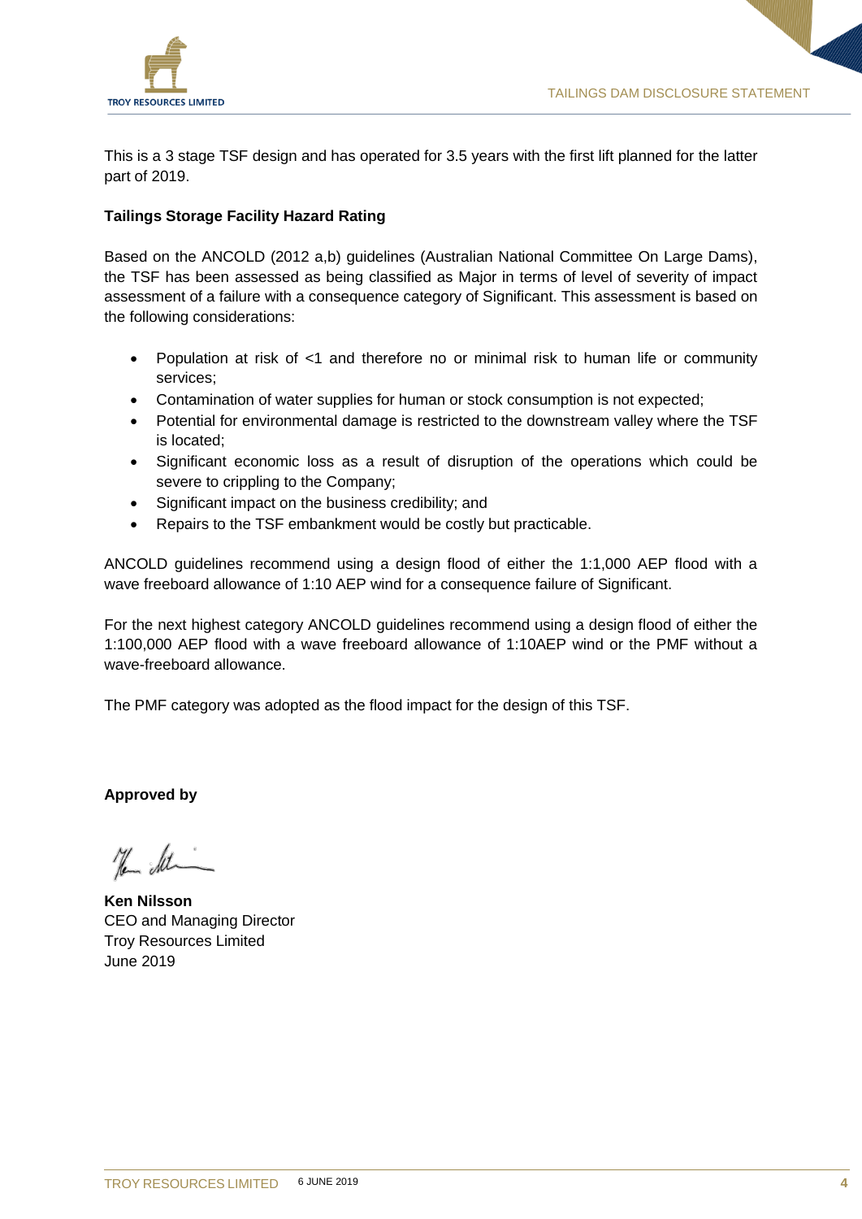This is a 3 stage TSF design and has operated for 3.5 years with the first lift planned for the latter part of 2019.

**Tailings Storage Facility Hazard Rating**

Based on the ANCOLD (2012 a,b) guidelines (Australian National Committee On Large Dams), the TSF has been assessed as being classified as Major in terms of level of severity of impact assessment of a failure with a consequence category of Significant. This assessment is based on the following considerations:

- Population at risk of <1 and therefore no or minimal risk to human life or community services;
- Contamination of water supplies for human or stock consumption is not expected;
- Potential for environmental damage is restricted to the downstream valley where the TSF is located;
- Significant economic loss as a result of disruption of the operations which could be severe to crippling to the Company;
- Significant impact on the business credibility; and
- Repairs to the TSF embankment would be costly but practicable.

ANCOLD guidelines recommend using a design flood of either the 1:1,000 AEP flood with a wave freeboard allowance of 1:10 AEP wind for a consequence failure of Significant.

For the next highest category ANCOLD guidelines recommend using a design flood of either the 1:100,000 AEP flood with a wave freeboard allowance of 1:10AEP wind or the PMF without a wave-freeboard allowance.

The PMF category was adopted as the flood impact for the design of this TSF.

**Approved by**

**Ken Nilsson**
CEO and Managing Director
Troy Resources Limited
June 2019